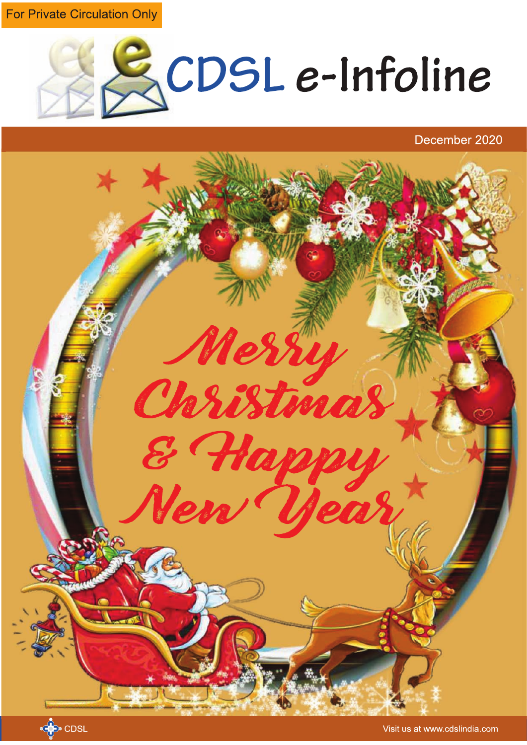For Private Circulation Only

# CDSL e-Infoline

December 2020

Merry Christmas & Happy New Year

CDSL

Visit us at www.cdslindia.com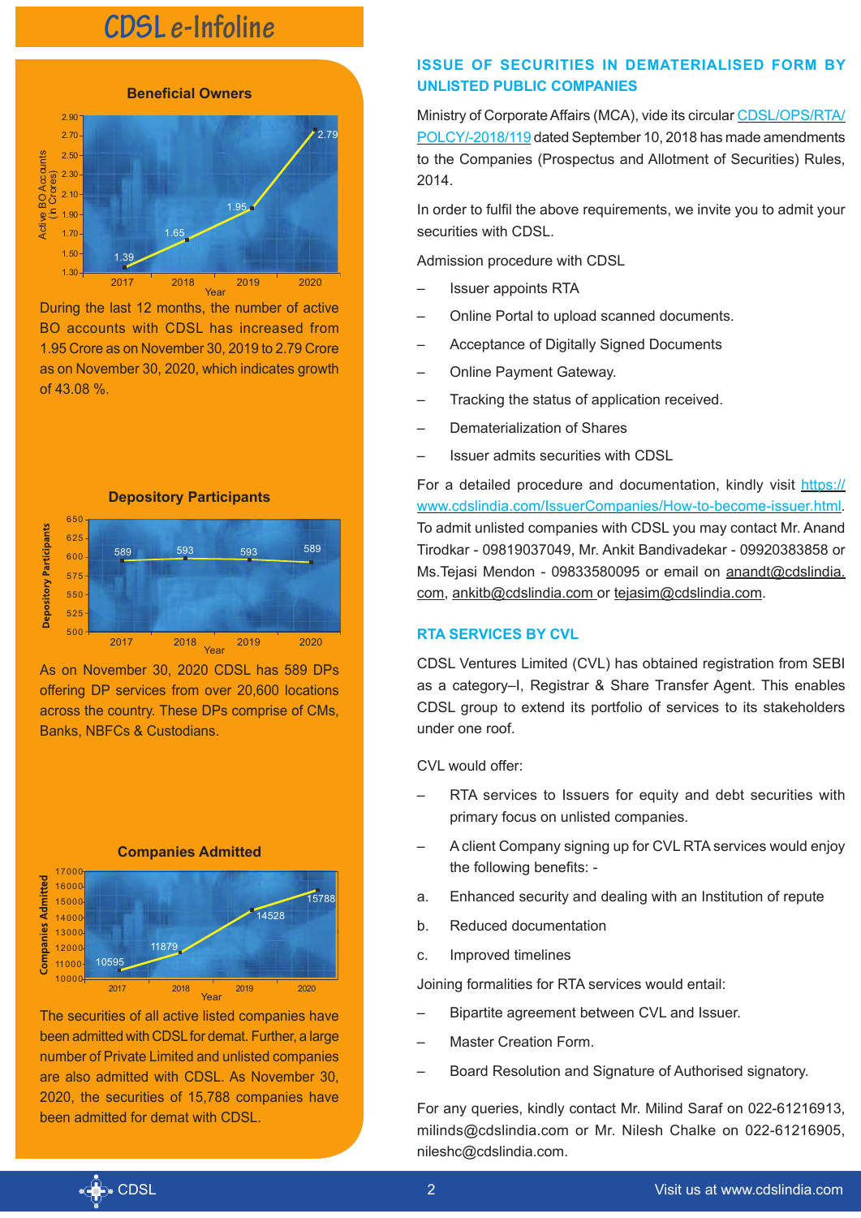## Beneficial Owners

During the last 12 months, the number of active BO accounts with CDSL has increased from 1.95 Crore as on November 30, 2019 to 2.79 Crore as on November 30, 2020, which indicates growth of 43.08 %.

## Depository Participants

As on November 30, 2020 CDSL has 589 DPs offering DP services from over 20,600 locations across the country. These DPs comprise of CMs, Banks, NBFCs & Custodians.

## Companies Admitted

The securities of all active listed companies have been admitted with CDSL for demat. Further, a large number of Private Limited and unlisted companies are also admitted with CDSL. As November 30, 2020, the securities of 15,788 companies have been admitted for demat with CDSL.

## ISSUE OF SECURITIES IN DEMATERIALISED FORM BY UNLISTED PUBLIC COMPANIES

Ministry of Corporate Affairs (MCA), vide its circular CDSL/OPS/RTA/POLCY/-2018/119 dated September 10, 2018 has made amendments to the Companies (Prospectus and Allotment of Securities) Rules, 2014.

In order to fulfil the above requirements, we invite you to admit your securities with CDSL.

Admission procedure with CDSL

- Issuer appoints RTA
- Online Portal to upload scanned documents.
- Acceptance of Digitally Signed Documents
- Online Payment Gateway.
- Tracking the status of application received.
- Dematerialization of Shares
- Issuer admits securities with CDSL

For a detailed procedure and documentation, kindly visit https://www.cdslindia.com/IssuerCompanies/How-to-become-issuer.html. To admit unlisted companies with CDSL you may contact Mr. Anand Tirodkar - 09819037049, Mr. Ankit Bandivadekar - 09920383858 or Ms.Tejasi Mendon - 09833580095 or email on anandt@cdslindia.com, ankitb@cdslindia.com or tejasim@cdslindia.com.

## RTA SERVICES BY CVL

CDSL Ventures Limited (CVL) has obtained registration from SEBI as a category–I, Registrar & Share Transfer Agent. This enables CDSL group to extend its portfolio of services to its stakeholders under one roof.

CVL would offer:

- RTA services to Issuers for equity and debt securities with primary focus on unlisted companies.
- A client Company signing up for CVL RTA services would enjoy the following benefits: -

a. Enhanced security and dealing with an Institution of repute
b. Reduced documentation
c. Improved timelines

Joining formalities for RTA services would entail:

- Bipartite agreement between CVL and Issuer.
- Master Creation Form.
- Board Resolution and Signature of Authorised signatory.

For any queries, kindly contact Mr. Milind Saraf on 022-61216913, milinds@cdslindia.com or Mr. Nilesh Chalke on 022-61216905, nileshc@cdslindia.com.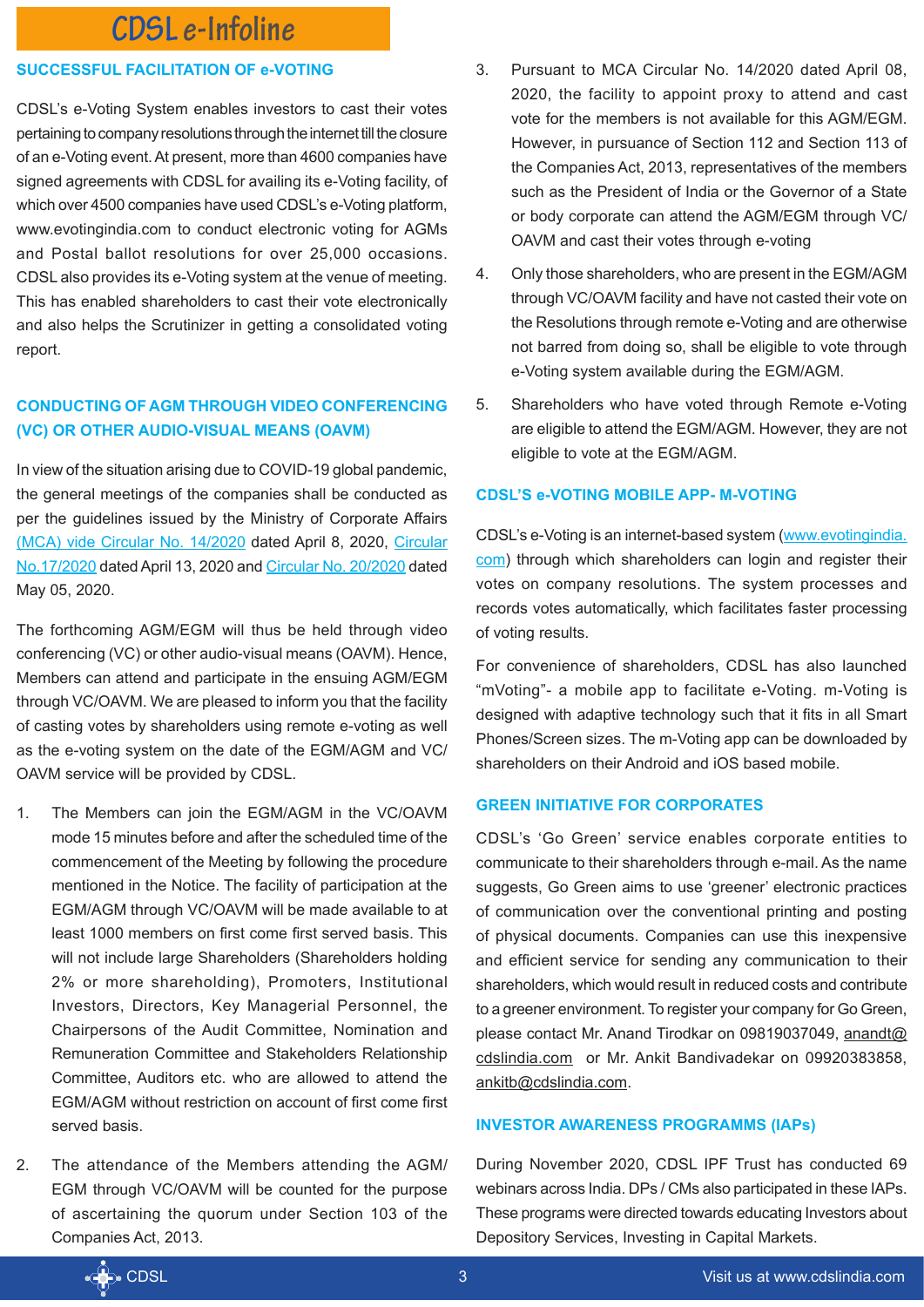# CDSL e-Infoline

## SUCCESSFUL FACILITATION OF e-VOTING

CDSL's e-Voting System enables investors to cast their votes pertaining to company resolutions through the internet till the closure of an e-Voting event. At present, more than 4600 companies have signed agreements with CDSL for availing its e-Voting facility, of which over 4500 companies have used CDSL's e-Voting platform, www.evotingindia.com to conduct electronic voting for AGMs and Postal ballot resolutions for over 25,000 occasions. CDSL also provides its e-Voting system at the venue of meeting. This has enabled shareholders to cast their vote electronically and also helps the Scrutinizer in getting a consolidated voting report.

## CONDUCTING OF AGM THROUGH VIDEO CONFERENCING (VC) OR OTHER AUDIO-VISUAL MEANS (OAVM)

In view of the situation arising due to COVID-19 global pandemic, the general meetings of the companies shall be conducted as per the guidelines issued by the Ministry of Corporate Affairs (MCA) vide Circular No. 14/2020 dated April 8, 2020, Circular No.17/2020 dated April 13, 2020 and Circular No. 20/2020 dated May 05, 2020.

The forthcoming AGM/EGM will thus be held through video conferencing (VC) or other audio-visual means (OAVM). Hence, Members can attend and participate in the ensuing AGM/EGM through VC/OAVM. We are pleased to inform you that the facility of casting votes by shareholders using remote e-voting as well as the e-voting system on the date of the EGM/AGM and VC/OAVM service will be provided by CDSL.

1. The Members can join the EGM/AGM in the VC/OAVM mode 15 minutes before and after the scheduled time of the commencement of the Meeting by following the procedure mentioned in the Notice. The facility of participation at the EGM/AGM through VC/OAVM will be made available to at least 1000 members on first come first served basis. This will not include large Shareholders (Shareholders holding 2% or more shareholding), Promoters, Institutional Investors, Directors, Key Managerial Personnel, the Chairpersons of the Audit Committee, Nomination and Remuneration Committee and Stakeholders Relationship Committee, Auditors etc. who are allowed to attend the EGM/AGM without restriction on account of first come first served basis.
2. The attendance of the Members attending the AGM/EGM through VC/OAVM will be counted for the purpose of ascertaining the quorum under Section 103 of the Companies Act, 2013.
3. Pursuant to MCA Circular No. 14/2020 dated April 08, 2020, the facility to appoint proxy to attend and cast vote for the members is not available for this AGM/EGM. However, in pursuance of Section 112 and Section 113 of the Companies Act, 2013, representatives of the members such as the President of India or the Governor of a State or body corporate can attend the AGM/EGM through VC/OAVM and cast their votes through e-voting
4. Only those shareholders, who are present in the EGM/AGM through VC/OAVM facility and have not casted their vote on the Resolutions through remote e-Voting and are otherwise not barred from doing so, shall be eligible to vote through e-Voting system available during the EGM/AGM.
5. Shareholders who have voted through Remote e-Voting are eligible to attend the EGM/AGM. However, they are not eligible to vote at the EGM/AGM.

## CDSL'S e-VOTING MOBILE APP- M-VOTING

CDSL's e-Voting is an internet-based system (www.evotingindia.com) through which shareholders can login and register their votes on company resolutions. The system processes and records votes automatically, which facilitates faster processing of voting results.

For convenience of shareholders, CDSL has also launched "mVoting"- a mobile app to facilitate e-Voting. m-Voting is designed with adaptive technology such that it fits in all Smart Phones/Screen sizes. The m-Voting app can be downloaded by shareholders on their Android and iOS based mobile.

## GREEN INITIATIVE FOR CORPORATES

CDSL's 'Go Green' service enables corporate entities to communicate to their shareholders through e-mail. As the name suggests, Go Green aims to use 'greener' electronic practices of communication over the conventional printing and posting of physical documents. Companies can use this inexpensive and efficient service for sending any communication to their shareholders, which would result in reduced costs and contribute to a greener environment. To register your company for Go Green, please contact Mr. Anand Tirodkar on 09819037049, anandt@cdslindia.com or Mr. Ankit Bandivadekar on 09920383858, ankitb@cdslindia.com.

## INVESTOR AWARENESS PROGRAMMS (IAPs)

During November 2020, CDSL IPF Trust has conducted 69 webinars across India. DPs / CMs also participated in these IAPs. These programs were directed towards educating Investors about Depository Services, Investing in Capital Markets.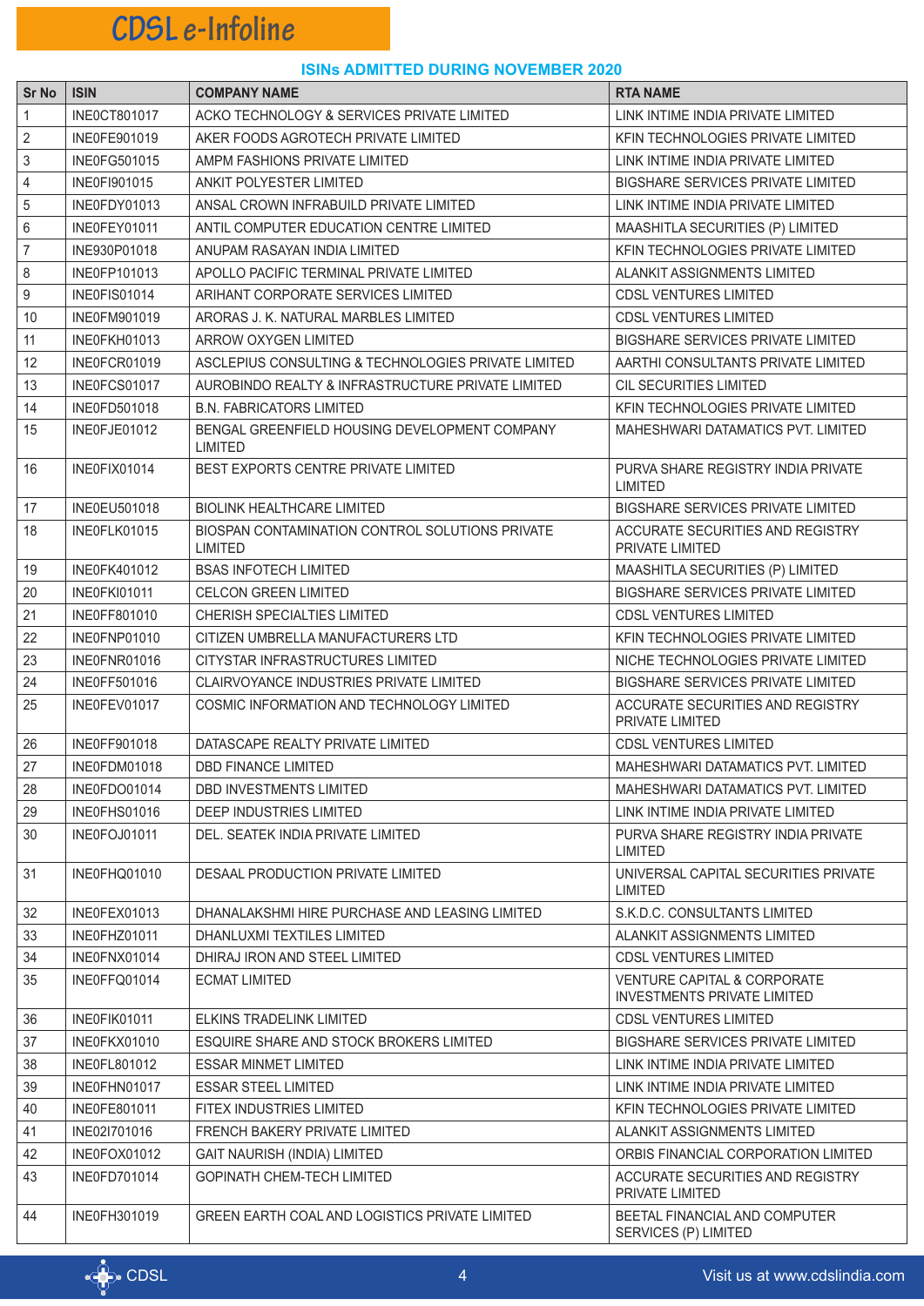## ISINs ADMITTED DURING NOVEMBER 2020

| Sr No | ISIN | COMPANY NAME | RTA NAME |
|---|---|---|---|
| 1 | INE0CT801017 | ACKO TECHNOLOGY & SERVICES PRIVATE LIMITED | LINK INTIME INDIA PRIVATE LIMITED |
| 2 | INE0FE901019 | AKER FOODS AGROTECH PRIVATE LIMITED | KFIN TECHNOLOGIES PRIVATE LIMITED |
| 3 | INE0FG501015 | AMPM FASHIONS PRIVATE LIMITED | LINK INTIME INDIA PRIVATE LIMITED |
| 4 | INE0FI901015 | ANKIT POLYESTER LIMITED | BIGSHARE SERVICES PRIVATE LIMITED |
| 5 | INE0FDY01013 | ANSAL CROWN INFRABUILD PRIVATE LIMITED | LINK INTIME INDIA PRIVATE LIMITED |
| 6 | INE0FEY01011 | ANTIL COMPUTER EDUCATION CENTRE LIMITED | MAASHITLA SECURITIES (P) LIMITED |
| 7 | INE930P01018 | ANUPAM RASAYAN INDIA LIMITED | KFIN TECHNOLOGIES PRIVATE LIMITED |
| 8 | INE0FP101013 | APOLLO PACIFIC TERMINAL PRIVATE LIMITED | ALANKIT ASSIGNMENTS LIMITED |
| 9 | INE0FIS01014 | ARIHANT CORPORATE SERVICES LIMITED | CDSL VENTURES LIMITED |
| 10 | INE0FM901019 | ARORAS J. K. NATURAL MARBLES LIMITED | CDSL VENTURES LIMITED |
| 11 | INE0FKH01013 | ARROW OXYGEN LIMITED | BIGSHARE SERVICES PRIVATE LIMITED |
| 12 | INE0FCR01019 | ASCLEPIUS CONSULTING & TECHNOLOGIES PRIVATE LIMITED | AARTHI CONSULTANTS PRIVATE LIMITED |
| 13 | INE0FCS01017 | AUROBINDO REALTY & INFRASTRUCTURE PRIVATE LIMITED | CIL SECURITIES LIMITED |
| 14 | INE0FD501018 | B.N. FABRICATORS LIMITED | KFIN TECHNOLOGIES PRIVATE LIMITED |
| 15 | INE0FJE01012 | BENGAL GREENFIELD HOUSING DEVELOPMENT COMPANY LIMITED | MAHESHWARI DATAMATICS PVT. LIMITED |
| 16 | INE0FIX01014 | BEST EXPORTS CENTRE PRIVATE LIMITED | PURVA SHARE REGISTRY INDIA PRIVATE LIMITED |
| 17 | INE0EU501018 | BIOLINK HEALTHCARE LIMITED | BIGSHARE SERVICES PRIVATE LIMITED |
| 18 | INE0FLK01015 | BIOSPAN CONTAMINATION CONTROL SOLUTIONS PRIVATE LIMITED | ACCURATE SECURITIES AND REGISTRY PRIVATE LIMITED |
| 19 | INE0FK401012 | BSAS INFOTECH LIMITED | MAASHITLA SECURITIES (P) LIMITED |
| 20 | INE0FKI01011 | CELCON GREEN LIMITED | BIGSHARE SERVICES PRIVATE LIMITED |
| 21 | INE0FF801010 | CHERISH SPECIALTIES LIMITED | CDSL VENTURES LIMITED |
| 22 | INE0FNP01010 | CITIZEN UMBRELLA MANUFACTURERS LTD | KFIN TECHNOLOGIES PRIVATE LIMITED |
| 23 | INE0FNR01016 | CITYSTAR INFRASTRUCTURES LIMITED | NICHE TECHNOLOGIES PRIVATE LIMITED |
| 24 | INE0FF501016 | CLAIRVOYANCE INDUSTRIES PRIVATE LIMITED | BIGSHARE SERVICES PRIVATE LIMITED |
| 25 | INE0FEV01017 | COSMIC INFORMATION AND TECHNOLOGY LIMITED | ACCURATE SECURITIES AND REGISTRY PRIVATE LIMITED |
| 26 | INE0FF901018 | DATASCAPE REALTY PRIVATE LIMITED | CDSL VENTURES LIMITED |
| 27 | INE0FDM01018 | DBD FINANCE LIMITED | MAHESHWARI DATAMATICS PVT. LIMITED |
| 28 | INE0FDO01014 | DBD INVESTMENTS LIMITED | MAHESHWARI DATAMATICS PVT. LIMITED |
| 29 | INE0FHS01016 | DEEP INDUSTRIES LIMITED | LINK INTIME INDIA PRIVATE LIMITED |
| 30 | INE0FOJ01011 | DEL. SEATEK INDIA PRIVATE LIMITED | PURVA SHARE REGISTRY INDIA PRIVATE LIMITED |
| 31 | INE0FHQ01010 | DESAAL PRODUCTION PRIVATE LIMITED | UNIVERSAL CAPITAL SECURITIES PRIVATE LIMITED |
| 32 | INE0FEX01013 | DHANALAKSHMI HIRE PURCHASE AND LEASING LIMITED | S.K.D.C. CONSULTANTS LIMITED |
| 33 | INE0FHZ01011 | DHANLUXMI TEXTILES LIMITED | ALANKIT ASSIGNMENTS LIMITED |
| 34 | INE0FNX01014 | DHIRAJ IRON AND STEEL LIMITED | CDSL VENTURES LIMITED |
| 35 | INE0FFQ01014 | ECMAT LIMITED | VENTURE CAPITAL & CORPORATE INVESTMENTS PRIVATE LIMITED |
| 36 | INE0FIK01011 | ELKINS TRADELINK LIMITED | CDSL VENTURES LIMITED |
| 37 | INE0FKX01010 | ESQUIRE SHARE AND STOCK BROKERS LIMITED | BIGSHARE SERVICES PRIVATE LIMITED |
| 38 | INE0FL801012 | ESSAR MINMET LIMITED | LINK INTIME INDIA PRIVATE LIMITED |
| 39 | INE0FHN01017 | ESSAR STEEL LIMITED | LINK INTIME INDIA PRIVATE LIMITED |
| 40 | INE0FE801011 | FITEX INDUSTRIES LIMITED | KFIN TECHNOLOGIES PRIVATE LIMITED |
| 41 | INE02I701016 | FRENCH BAKERY PRIVATE LIMITED | ALANKIT ASSIGNMENTS LIMITED |
| 42 | INE0FOX01012 | GAIT NAURISH (INDIA) LIMITED | ORBIS FINANCIAL CORPORATION LIMITED |
| 43 | INE0FD701014 | GOPINATH CHEM-TECH LIMITED | ACCURATE SECURITIES AND REGISTRY PRIVATE LIMITED |
| 44 | INE0FH301019 | GREEN EARTH COAL AND LOGISTICS PRIVATE LIMITED | BEETAL FINANCIAL AND COMPUTER SERVICES (P) LIMITED |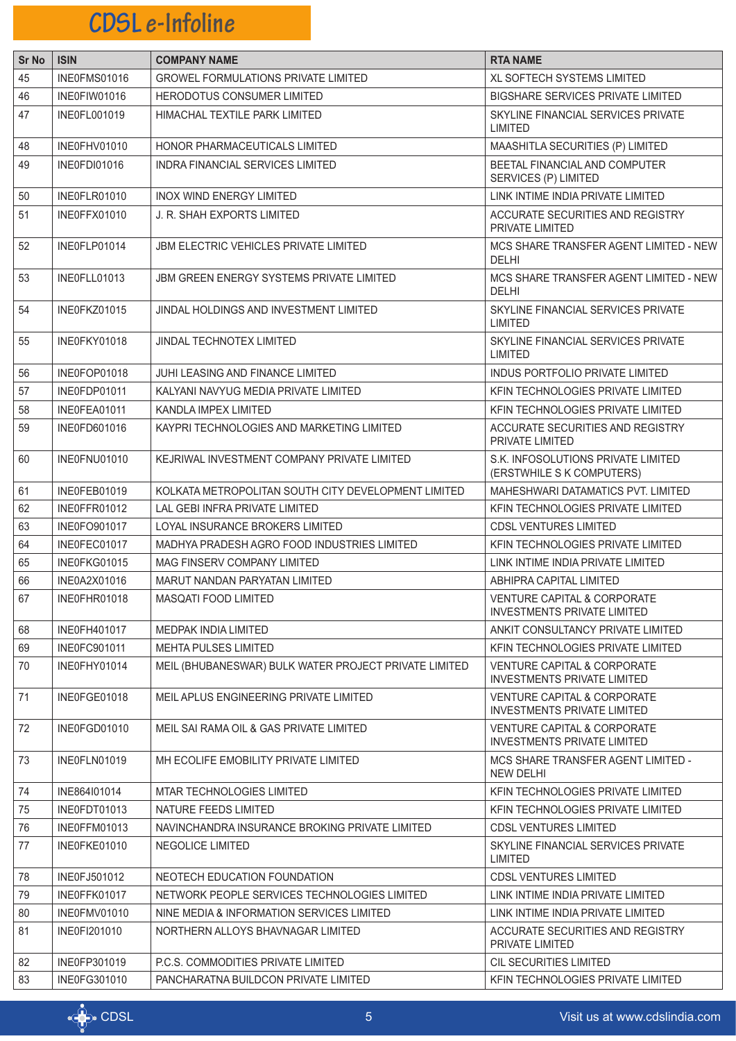| Sr No | ISIN | COMPANY NAME | RTA NAME |
|---|---|---|---|
| 45 | INE0FMS01016 | GROWEL FORMULATIONS PRIVATE LIMITED | XL SOFTECH SYSTEMS LIMITED |
| 46 | INE0FIW01016 | HERODOTUS CONSUMER LIMITED | BIGSHARE SERVICES PRIVATE LIMITED |
| 47 | INE0FL001019 | HIMACHAL TEXTILE PARK LIMITED | SKYLINE FINANCIAL SERVICES PRIVATE LIMITED |
| 48 | INE0FHV01010 | HONOR PHARMACEUTICALS LIMITED | MAASHITLA SECURITIES (P) LIMITED |
| 49 | INE0FDI01016 | INDRA FINANCIAL SERVICES LIMITED | BEETAL FINANCIAL AND COMPUTER SERVICES (P) LIMITED |
| 50 | INE0FLR01010 | INOX WIND ENERGY LIMITED | LINK INTIME INDIA PRIVATE LIMITED |
| 51 | INE0FFX01010 | J. R. SHAH EXPORTS LIMITED | ACCURATE SECURITIES AND REGISTRY PRIVATE LIMITED |
| 52 | INE0FLP01014 | JBM ELECTRIC VEHICLES PRIVATE LIMITED | MCS SHARE TRANSFER AGENT LIMITED - NEW DELHI |
| 53 | INE0FLL01013 | JBM GREEN ENERGY SYSTEMS PRIVATE LIMITED | MCS SHARE TRANSFER AGENT LIMITED - NEW DELHI |
| 54 | INE0FKZ01015 | JINDAL HOLDINGS AND INVESTMENT LIMITED | SKYLINE FINANCIAL SERVICES PRIVATE LIMITED |
| 55 | INE0FKY01018 | JINDAL TECHNOTEX LIMITED | SKYLINE FINANCIAL SERVICES PRIVATE LIMITED |
| 56 | INE0FOP01018 | JUHI LEASING AND FINANCE LIMITED | INDUS PORTFOLIO PRIVATE LIMITED |
| 57 | INE0FDP01011 | KALYANI NAVYUG MEDIA PRIVATE LIMITED | KFIN TECHNOLOGIES PRIVATE LIMITED |
| 58 | INE0FEA01011 | KANDLA IMPEX LIMITED | KFIN TECHNOLOGIES PRIVATE LIMITED |
| 59 | INE0FD601016 | KAYPRI TECHNOLOGIES AND MARKETING LIMITED | ACCURATE SECURITIES AND REGISTRY PRIVATE LIMITED |
| 60 | INE0FNU01010 | KEJRIWAL INVESTMENT COMPANY PRIVATE LIMITED | S.K. INFOSOLUTIONS PRIVATE LIMITED (ERSTWHILE S K COMPUTERS) |
| 61 | INE0FEB01019 | KOLKATA METROPOLITAN SOUTH CITY DEVELOPMENT LIMITED | MAHESHWARI DATAMATICS PVT. LIMITED |
| 62 | INE0FFR01012 | LAL GEBI INFRA PRIVATE LIMITED | KFIN TECHNOLOGIES PRIVATE LIMITED |
| 63 | INE0FO901017 | LOYAL INSURANCE BROKERS LIMITED | CDSL VENTURES LIMITED |
| 64 | INE0FEC01017 | MADHYA PRADESH AGRO FOOD INDUSTRIES LIMITED | KFIN TECHNOLOGIES PRIVATE LIMITED |
| 65 | INE0FKG01015 | MAG FINSERV COMPANY LIMITED | LINK INTIME INDIA PRIVATE LIMITED |
| 66 | INE0A2X01016 | MARUT NANDAN PARYATAN LIMITED | ABHIPRA CAPITAL LIMITED |
| 67 | INE0FHR01018 | MASQATI FOOD LIMITED | VENTURE CAPITAL & CORPORATE INVESTMENTS PRIVATE LIMITED |
| 68 | INE0FH401017 | MEDPAK INDIA LIMITED | ANKIT CONSULTANCY PRIVATE LIMITED |
| 69 | INE0FC901011 | MEHTA PULSES LIMITED | KFIN TECHNOLOGIES PRIVATE LIMITED |
| 70 | INE0FHY01014 | MEIL (BHUBANESWAR) BULK WATER PROJECT PRIVATE LIMITED | VENTURE CAPITAL & CORPORATE INVESTMENTS PRIVATE LIMITED |
| 71 | INE0FGE01018 | MEIL APLUS ENGINEERING PRIVATE LIMITED | VENTURE CAPITAL & CORPORATE INVESTMENTS PRIVATE LIMITED |
| 72 | INE0FGD01010 | MEIL SAI RAMA OIL & GAS PRIVATE LIMITED | VENTURE CAPITAL & CORPORATE INVESTMENTS PRIVATE LIMITED |
| 73 | INE0FLN01019 | MH ECOLIFE EMOBILITY PRIVATE LIMITED | MCS SHARE TRANSFER AGENT LIMITED - NEW DELHI |
| 74 | INE864I01014 | MTAR TECHNOLOGIES LIMITED | KFIN TECHNOLOGIES PRIVATE LIMITED |
| 75 | INE0FDT01013 | NATURE FEEDS LIMITED | KFIN TECHNOLOGIES PRIVATE LIMITED |
| 76 | INE0FFM01013 | NAVINCHANDRA INSURANCE BROKING PRIVATE LIMITED | CDSL VENTURES LIMITED |
| 77 | INE0FKE01010 | NEGOLICE LIMITED | SKYLINE FINANCIAL SERVICES PRIVATE LIMITED |
| 78 | INE0FJ501012 | NEOTECH EDUCATION FOUNDATION | CDSL VENTURES LIMITED |
| 79 | INE0FFK01017 | NETWORK PEOPLE SERVICES TECHNOLOGIES LIMITED | LINK INTIME INDIA PRIVATE LIMITED |
| 80 | INE0FMV01010 | NINE MEDIA & INFORMATION SERVICES LIMITED | LINK INTIME INDIA PRIVATE LIMITED |
| 81 | INE0FI201010 | NORTHERN ALLOYS BHAVNAGAR LIMITED | ACCURATE SECURITIES AND REGISTRY PRIVATE LIMITED |
| 82 | INE0FP301019 | P.C.S. COMMODITIES PRIVATE LIMITED | CIL SECURITIES LIMITED |
| 83 | INE0FG301010 | PANCHARATNA BUILDCON PRIVATE LIMITED | KFIN TECHNOLOGIES PRIVATE LIMITED |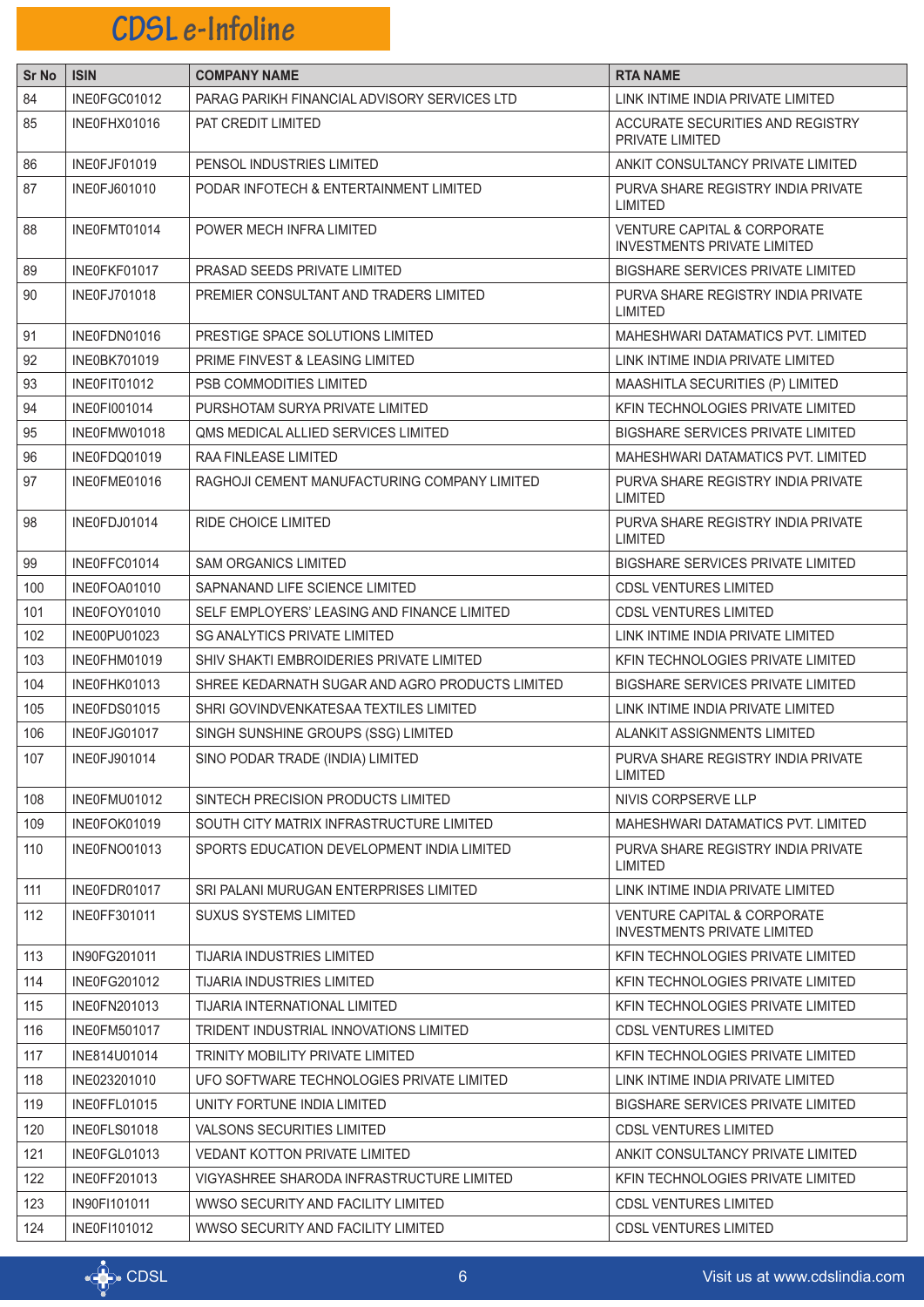| Sr No | ISIN | COMPANY NAME | RTA NAME |
|---|---|---|---|
| 84 | INE0FGC01012 | PARAG PARIKH FINANCIAL ADVISORY SERVICES LTD | LINK INTIME INDIA PRIVATE LIMITED |
| 85 | INE0FHX01016 | PAT CREDIT LIMITED | ACCURATE SECURITIES AND REGISTRY PRIVATE LIMITED |
| 86 | INE0FJF01019 | PENSOL INDUSTRIES LIMITED | ANKIT CONSULTANCY PRIVATE LIMITED |
| 87 | INE0FJ601010 | PODAR INFOTECH & ENTERTAINMENT LIMITED | PURVA SHARE REGISTRY INDIA PRIVATE LIMITED |
| 88 | INE0FMT01014 | POWER MECH INFRA LIMITED | VENTURE CAPITAL & CORPORATE INVESTMENTS PRIVATE LIMITED |
| 89 | INE0FKF01017 | PRASAD SEEDS PRIVATE LIMITED | BIGSHARE SERVICES PRIVATE LIMITED |
| 90 | INE0FJ701018 | PREMIER CONSULTANT AND TRADERS LIMITED | PURVA SHARE REGISTRY INDIA PRIVATE LIMITED |
| 91 | INE0FDN01016 | PRESTIGE SPACE SOLUTIONS LIMITED | MAHESHWARI DATAMATICS PVT. LIMITED |
| 92 | INE0BK701019 | PRIME FINVEST & LEASING LIMITED | LINK INTIME INDIA PRIVATE LIMITED |
| 93 | INE0FIT01012 | PSB COMMODITIES LIMITED | MAASHITLA SECURITIES (P) LIMITED |
| 94 | INE0FI001014 | PURSHOTAM SURYA PRIVATE LIMITED | KFIN TECHNOLOGIES PRIVATE LIMITED |
| 95 | INE0FMW01018 | QMS MEDICAL ALLIED SERVICES LIMITED | BIGSHARE SERVICES PRIVATE LIMITED |
| 96 | INE0FDQ01019 | RAA FINLEASE LIMITED | MAHESHWARI DATAMATICS PVT. LIMITED |
| 97 | INE0FME01016 | RAGHOJI CEMENT MANUFACTURING COMPANY LIMITED | PURVA SHARE REGISTRY INDIA PRIVATE LIMITED |
| 98 | INE0FDJ01014 | RIDE CHOICE LIMITED | PURVA SHARE REGISTRY INDIA PRIVATE LIMITED |
| 99 | INE0FFC01014 | SAM ORGANICS LIMITED | BIGSHARE SERVICES PRIVATE LIMITED |
| 100 | INE0FOA01010 | SAPNANAND LIFE SCIENCE LIMITED | CDSL VENTURES LIMITED |
| 101 | INE0FOY01010 | SELF EMPLOYERS' LEASING AND FINANCE LIMITED | CDSL VENTURES LIMITED |
| 102 | INE00PU01023 | SG ANALYTICS PRIVATE LIMITED | LINK INTIME INDIA PRIVATE LIMITED |
| 103 | INE0FHM01019 | SHIV SHAKTI EMBROIDERIES PRIVATE LIMITED | KFIN TECHNOLOGIES PRIVATE LIMITED |
| 104 | INE0FHK01013 | SHREE KEDARNATH SUGAR AND AGRO PRODUCTS LIMITED | BIGSHARE SERVICES PRIVATE LIMITED |
| 105 | INE0FDS01015 | SHRI GOVINDVENKATESAA TEXTILES LIMITED | LINK INTIME INDIA PRIVATE LIMITED |
| 106 | INE0FJG01017 | SINGH SUNSHINE GROUPS (SSG) LIMITED | ALANKIT ASSIGNMENTS LIMITED |
| 107 | INE0FJ901014 | SINO PODAR TRADE (INDIA) LIMITED | PURVA SHARE REGISTRY INDIA PRIVATE LIMITED |
| 108 | INE0FMU01012 | SINTECH PRECISION PRODUCTS LIMITED | NIVIS CORPSERVE LLP |
| 109 | INE0FOK01019 | SOUTH CITY MATRIX INFRASTRUCTURE LIMITED | MAHESHWARI DATAMATICS PVT. LIMITED |
| 110 | INE0FNO01013 | SPORTS EDUCATION DEVELOPMENT INDIA LIMITED | PURVA SHARE REGISTRY INDIA PRIVATE LIMITED |
| 111 | INE0FDR01017 | SRI PALANI MURUGAN ENTERPRISES LIMITED | LINK INTIME INDIA PRIVATE LIMITED |
| 112 | INE0FF301011 | SUXUS SYSTEMS LIMITED | VENTURE CAPITAL & CORPORATE INVESTMENTS PRIVATE LIMITED |
| 113 | IN90FG201011 | TIJARIA INDUSTRIES LIMITED | KFIN TECHNOLOGIES PRIVATE LIMITED |
| 114 | INE0FG201012 | TIJARIA INDUSTRIES LIMITED | KFIN TECHNOLOGIES PRIVATE LIMITED |
| 115 | INE0FN201013 | TIJARIA INTERNATIONAL LIMITED | KFIN TECHNOLOGIES PRIVATE LIMITED |
| 116 | INE0FM501017 | TRIDENT INDUSTRIAL INNOVATIONS LIMITED | CDSL VENTURES LIMITED |
| 117 | INE814U01014 | TRINITY MOBILITY PRIVATE LIMITED | KFIN TECHNOLOGIES PRIVATE LIMITED |
| 118 | INE023201010 | UFO SOFTWARE TECHNOLOGIES PRIVATE LIMITED | LINK INTIME INDIA PRIVATE LIMITED |
| 119 | INE0FFL01015 | UNITY FORTUNE INDIA LIMITED | BIGSHARE SERVICES PRIVATE LIMITED |
| 120 | INE0FLS01018 | VALSONS SECURITIES LIMITED | CDSL VENTURES LIMITED |
| 121 | INE0FGL01013 | VEDANT KOTTON PRIVATE LIMITED | ANKIT CONSULTANCY PRIVATE LIMITED |
| 122 | INE0FF201013 | VIGYASHREE SHARODA INFRASTRUCTURE LIMITED | KFIN TECHNOLOGIES PRIVATE LIMITED |
| 123 | IN90FI101011 | WWSO SECURITY AND FACILITY LIMITED | CDSL VENTURES LIMITED |
| 124 | INE0FI101012 | WWSO SECURITY AND FACILITY LIMITED | CDSL VENTURES LIMITED |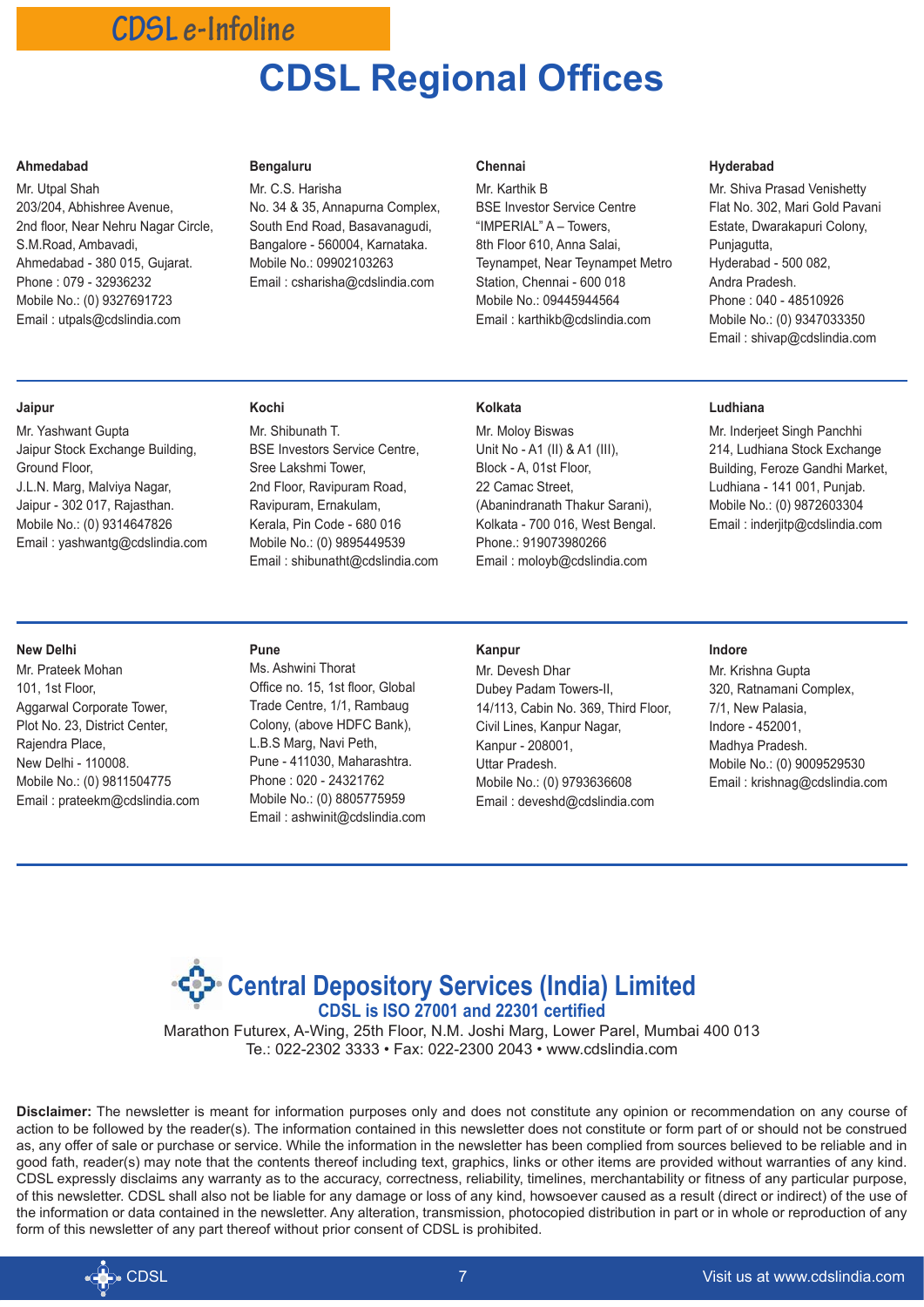# CDSL Regional Offices

### Ahmedabad

Mr. Utpal Shah
203/204, Abhishree Avenue,
2nd floor, Near Nehru Nagar Circle,
S.M.Road, Ambavadi,
Ahmedabad - 380 015, Gujarat.
Phone : 079 - 32936232
Mobile No.: (0) 9327691723
Email : utpals@cdslindia.com

### Bengaluru

Mr. C.S. Harisha
No. 34 & 35, Annapurna Complex,
South End Road, Basavanagudi,
Bangalore - 560004, Karnataka.
Mobile No.: 09902103263
Email : csharisha@cdslindia.com

### Chennai

Mr. Karthik B
BSE Investor Service Centre
"IMPERIAL" A – Towers,
8th Floor 610, Anna Salai,
Teynampet, Near Teynampet Metro
Station, Chennai - 600 018
Mobile No.: 09445944564
Email : karthikb@cdslindia.com

### Hyderabad

Mr. Shiva Prasad Venishetty
Flat No. 302, Mari Gold Pavani
Estate, Dwarakapuri Colony,
Punjagutta,
Hyderabad - 500 082,
Andra Pradesh.
Phone : 040 - 48510926
Mobile No.: (0) 9347033350
Email : shivap@cdslindia.com

### Jaipur

Mr. Yashwant Gupta
Jaipur Stock Exchange Building,
Ground Floor,
J.L.N. Marg, Malviya Nagar,
Jaipur - 302 017, Rajasthan.
Mobile No.: (0) 9314647826
Email : yashwantg@cdslindia.com

### Kochi

Mr. Shibunath T.
BSE Investors Service Centre,
Sree Lakshmi Tower,
2nd Floor, Ravipuram Road,
Ravipuram, Ernakulam,
Kerala, Pin Code - 680 016
Mobile No.: (0) 9895449539
Email : shibunatht@cdslindia.com

### Kolkata

Mr. Moloy Biswas
Unit No - A1 (II) & A1 (III),
Block - A, 01st Floor,
22 Camac Street,
(Abanindranath Thakur Sarani),
Kolkata - 700 016, West Bengal.
Phone.: 919073980266
Email : moloyb@cdslindia.com

### Ludhiana

Mr. Inderjeet Singh Panchhi
214, Ludhiana Stock Exchange
Building, Feroze Gandhi Market,
Ludhiana - 141 001, Punjab.
Mobile No.: (0) 9872603304
Email : inderjitp@cdslindia.com

### New Delhi

Mr. Prateek Mohan
101, 1st Floor,
Aggarwal Corporate Tower,
Plot No. 23, District Center,
Rajendra Place,
New Delhi - 110008.
Mobile No.: (0) 9811504775
Email : prateekm@cdslindia.com

### Pune

Ms. Ashwini Thorat
Office no. 15, 1st floor, Global
Trade Centre, 1/1, Rambaug
Colony, (above HDFC Bank),
L.B.S Marg, Navi Peth,
Pune - 411030, Maharashtra.
Phone : 020 - 24321762
Mobile No.: (0) 8805775959
Email : ashwinit@cdslindia.com

### Kanpur

Mr. Devesh Dhar
Dubey Padam Towers-II,
14/113, Cabin No. 369, Third Floor,
Civil Lines, Kanpur Nagar,
Kanpur - 208001,
Uttar Pradesh.
Mobile No.: (0) 9793636608
Email : deveshd@cdslindia.com

### Indore

Mr. Krishna Gupta
320, Ratnamani Complex,
7/1, New Palasia,
Indore - 452001,
Madhya Pradesh.
Mobile No.: (0) 9009529530
Email : krishnag@cdslindia.com

## Central Depository Services (India) Limited

**CDSL is ISO 27001 and 22301 certified**

Marathon Futurex, A-Wing, 25th Floor, N.M. Joshi Marg, Lower Parel, Mumbai 400 013
Te.: 022-2302 3333 • Fax: 022-2300 2043 • www.cdslindia.com

**Disclaimer:** The newsletter is meant for information purposes only and does not constitute any opinion or recommendation on any course of action to be followed by the reader(s). The information contained in this newsletter does not constitute or form part of or should not be construed as, any offer of sale or purchase or service. While the information in the newsletter has been complied from sources believed to be reliable and in good fath, reader(s) may note that the contents thereof including text, graphics, links or other items are provided without warranties of any kind. CDSL expressly disclaims any warranty as to the accuracy, correctness, reliability, timelines, merchantability or fitness of any particular purpose, of this newsletter. CDSL shall also not be liable for any damage or loss of any kind, howsoever caused as a result (direct or indirect) of the use of the information or data contained in the newsletter. Any alteration, transmission, photocopied distribution in part or in whole or reproduction of any form of this newsletter of any part thereof without prior consent of CDSL is prohibited.